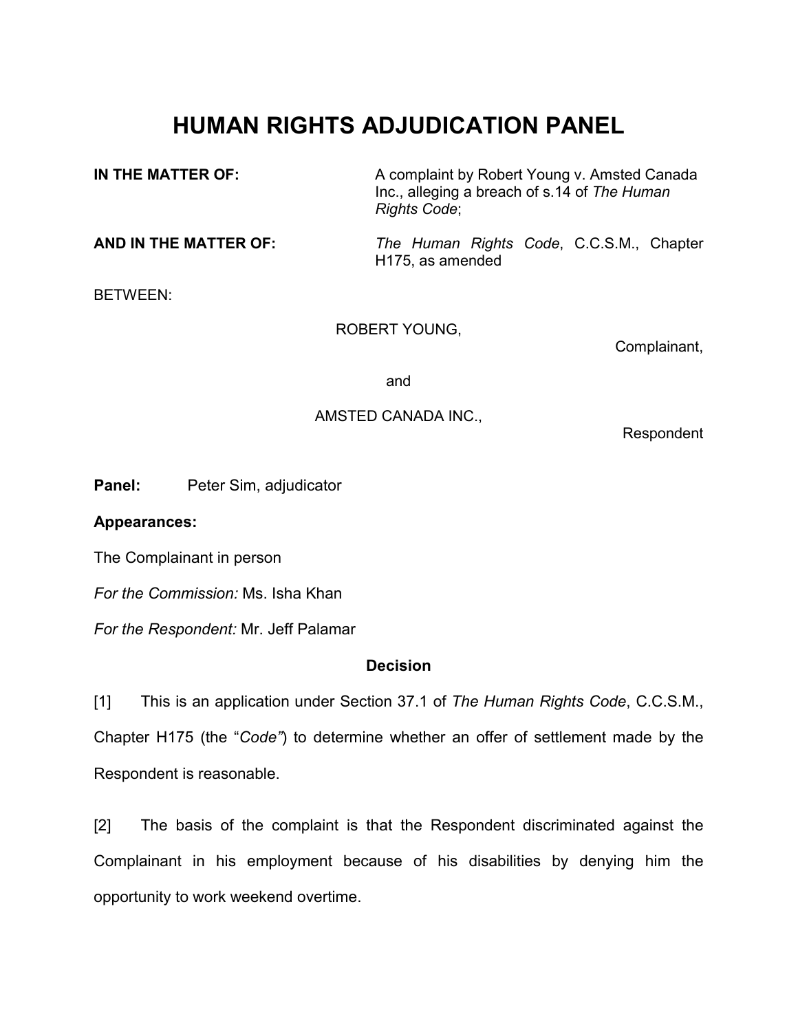# HUMAN RIGHTS ADJUDICATION PANEL

**IN THE MATTER OF:** A complaint by Robert Young v. Amsted Canada Inc., alleging a breach of s.14 of *The Human Rights Code*;

**AND IN THE MATTER OF:** *The Human Rights Code*, C.C.S.M., Chapter H175, as amended

BETWEEN:

ROBERT YOUNG,

Complainant,

and

AMSTED CANADA INC.,

Respondent

**Panel:** Peter Sim, adjudicator

**Appearances:**

The Complainant in person

*For the Commission:* Ms. Isha Khan

*For the Respondent:* Mr. Jeff Palamar

**Decision**

[1] This is an application under Section 37.1 of *The Human Rights Code*, C.C.S.M., Chapter H175 (the "*Code*") to determine whether an offer of settlement made by the Respondent is reasonable.

[2] The basis of the complaint is that the Respondent discriminated against the Complainant in his employment because of his disabilities by denying him the opportunity to work weekend overtime.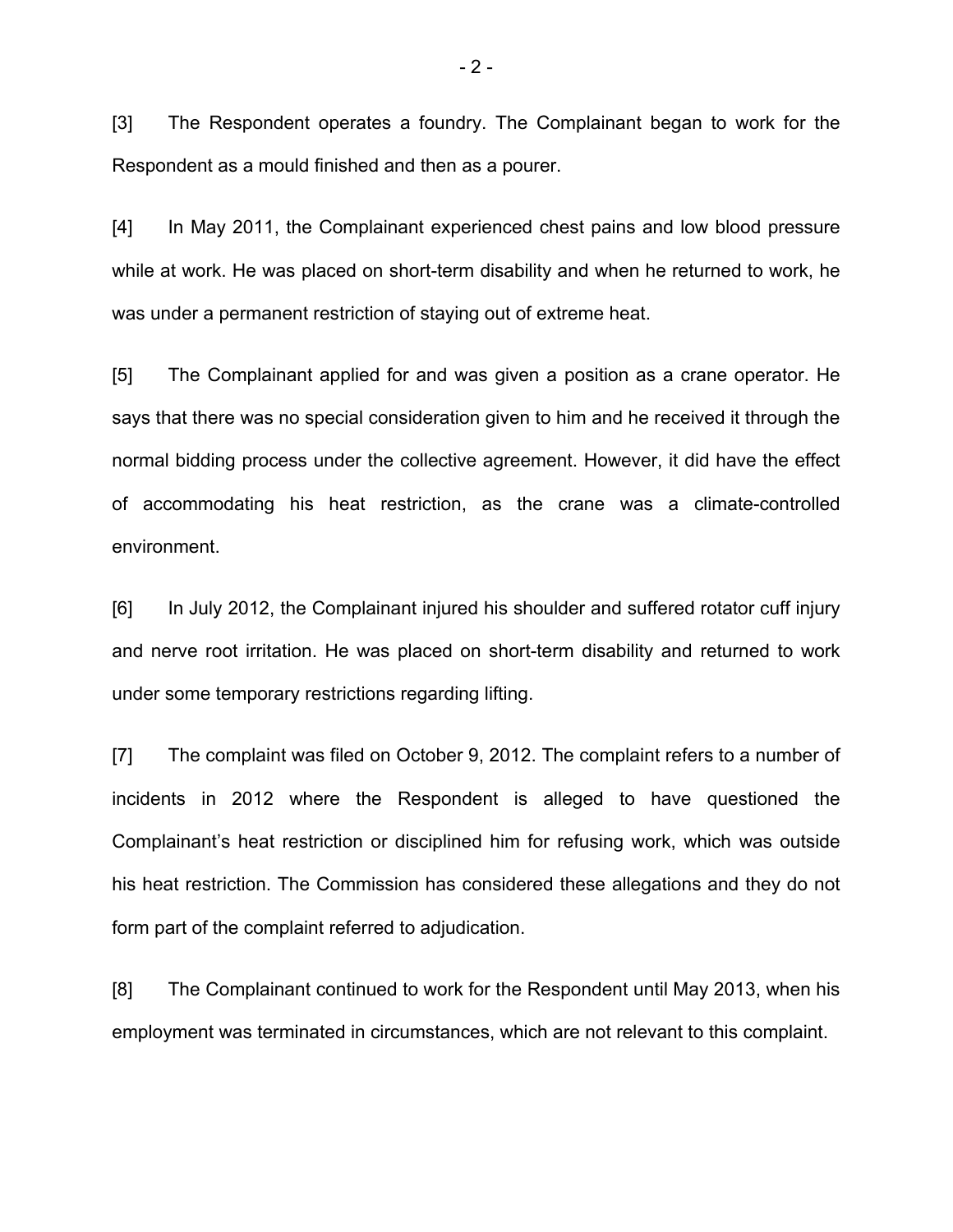[3] The Respondent operates a foundry. The Complainant began to work for the Respondent as a mould finished and then as a pourer.

[4] In May 2011, the Complainant experienced chest pains and low blood pressure while at work. He was placed on short-term disability and when he returned to work, he was under a permanent restriction of staying out of extreme heat.

[5] The Complainant applied for and was given a position as a crane operator. He says that there was no special consideration given to him and he received it through the normal bidding process under the collective agreement. However, it did have the effect of accommodating his heat restriction, as the crane was a climate-controlled environment.

[6] In July 2012, the Complainant injured his shoulder and suffered rotator cuff injury and nerve root irritation. He was placed on short-term disability and returned to work under some temporary restrictions regarding lifting.

[7] The complaint was filed on October 9, 2012. The complaint refers to a number of incidents in 2012 where the Respondent is alleged to have questioned the Complainant's heat restriction or disciplined him for refusing work, which was outside his heat restriction. The Commission has considered these allegations and they do not form part of the complaint referred to adjudication.

[8] The Complainant continued to work for the Respondent until May 2013, when his employment was terminated in circumstances, which are not relevant to this complaint.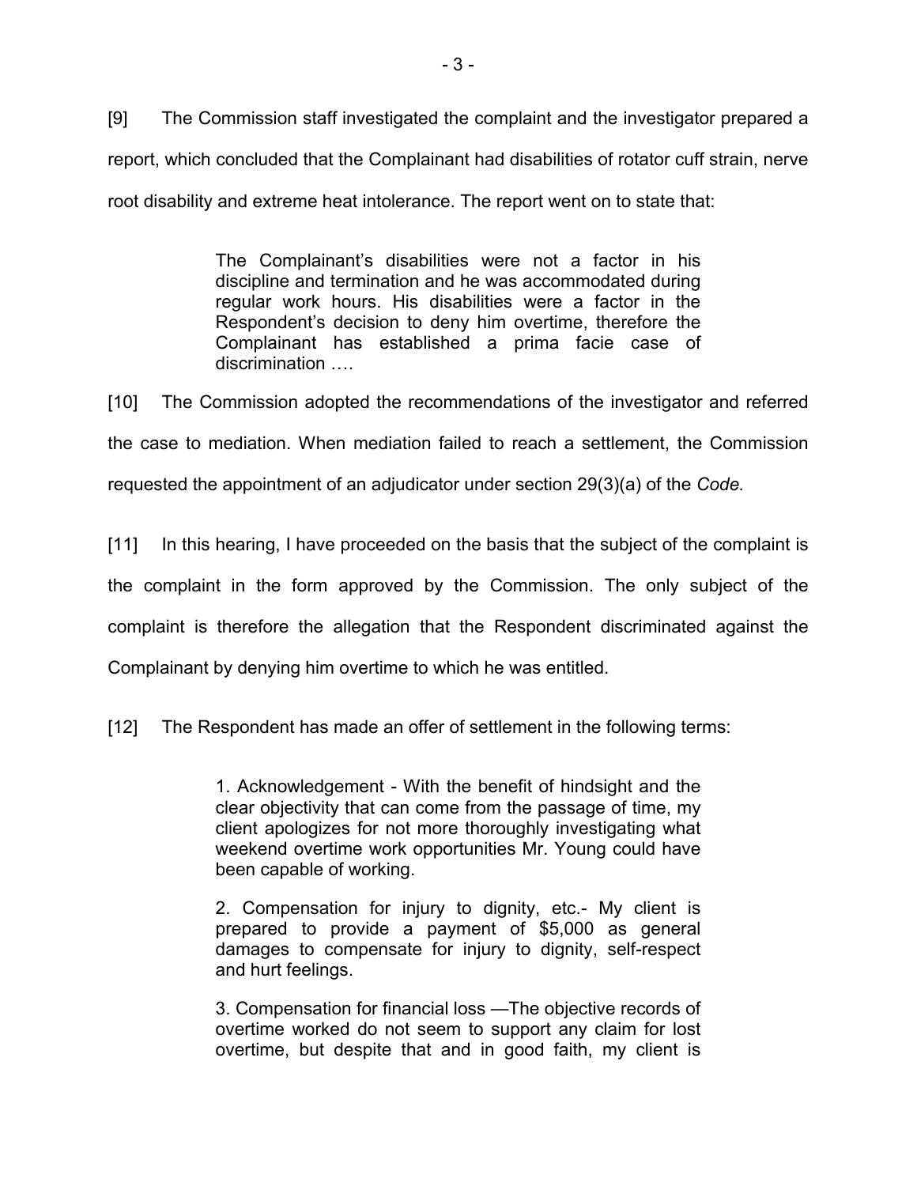[9] The Commission staff investigated the complaint and the investigator prepared a report, which concluded that the Complainant had disabilities of rotator cuff strain, nerve root disability and extreme heat intolerance. The report went on to state that:

> The Complainant's disabilities were not a factor in his discipline and termination and he was accommodated during regular work hours. His disabilities were a factor in the Respondent's decision to deny him overtime, therefore the Complainant has established a prima facie case of discrimination ….

[10] The Commission adopted the recommendations of the investigator and referred the case to mediation. When mediation failed to reach a settlement, the Commission requested the appointment of an adjudicator under section 29(3)(a) of the *Code.*

[11] In this hearing, I have proceeded on the basis that the subject of the complaint is the complaint in the form approved by the Commission. The only subject of the complaint is therefore the allegation that the Respondent discriminated against the Complainant by denying him overtime to which he was entitled.

[12] The Respondent has made an offer of settlement in the following terms:

> 1. Acknowledgement - With the benefit of hindsight and the clear objectivity that can come from the passage of time, my client apologizes for not more thoroughly investigating what weekend overtime work opportunities Mr. Young could have been capable of working.
>
> 2. Compensation for injury to dignity, etc.- My client is prepared to provide a payment of $5,000 as general damages to compensate for injury to dignity, self-respect and hurt feelings.
>
> 3. Compensation for financial loss —The objective records of overtime worked do not seem to support any claim for lost overtime, but despite that and in good faith, my client is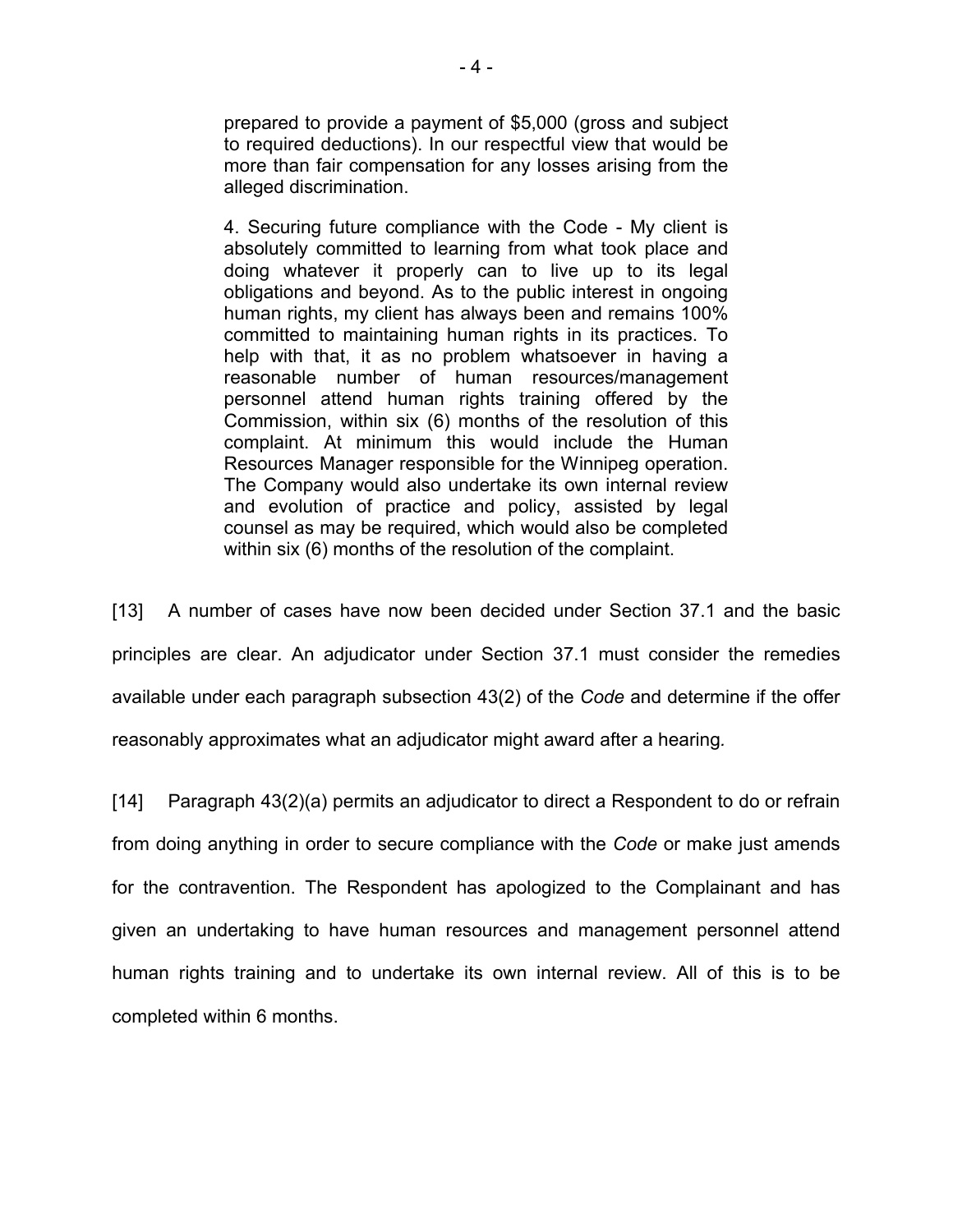> prepared to provide a payment of $5,000 (gross and subject to required deductions). In our respectful view that would be more than fair compensation for any losses arising from the alleged discrimination.
>
> 4. Securing future compliance with the Code - My client is absolutely committed to learning from what took place and doing whatever it properly can to live up to its legal obligations and beyond. As to the public interest in ongoing human rights, my client has always been and remains 100% committed to maintaining human rights in its practices. To help with that, it as no problem whatsoever in having a reasonable number of human resources/management personnel attend human rights training offered by the Commission, within six (6) months of the resolution of this complaint. At minimum this would include the Human Resources Manager responsible for the Winnipeg operation. The Company would also undertake its own internal review and evolution of practice and policy, assisted by legal counsel as may be required, which would also be completed within six (6) months of the resolution of the complaint.

[13] A number of cases have now been decided under Section 37.1 and the basic principles are clear. An adjudicator under Section 37.1 must consider the remedies available under each paragraph subsection 43(2) of the *Code* and determine if the offer reasonably approximates what an adjudicator might award after a hearing.

[14] Paragraph 43(2)(a) permits an adjudicator to direct a Respondent to do or refrain from doing anything in order to secure compliance with the *Code* or make just amends for the contravention. The Respondent has apologized to the Complainant and has given an undertaking to have human resources and management personnel attend human rights training and to undertake its own internal review. All of this is to be completed within 6 months.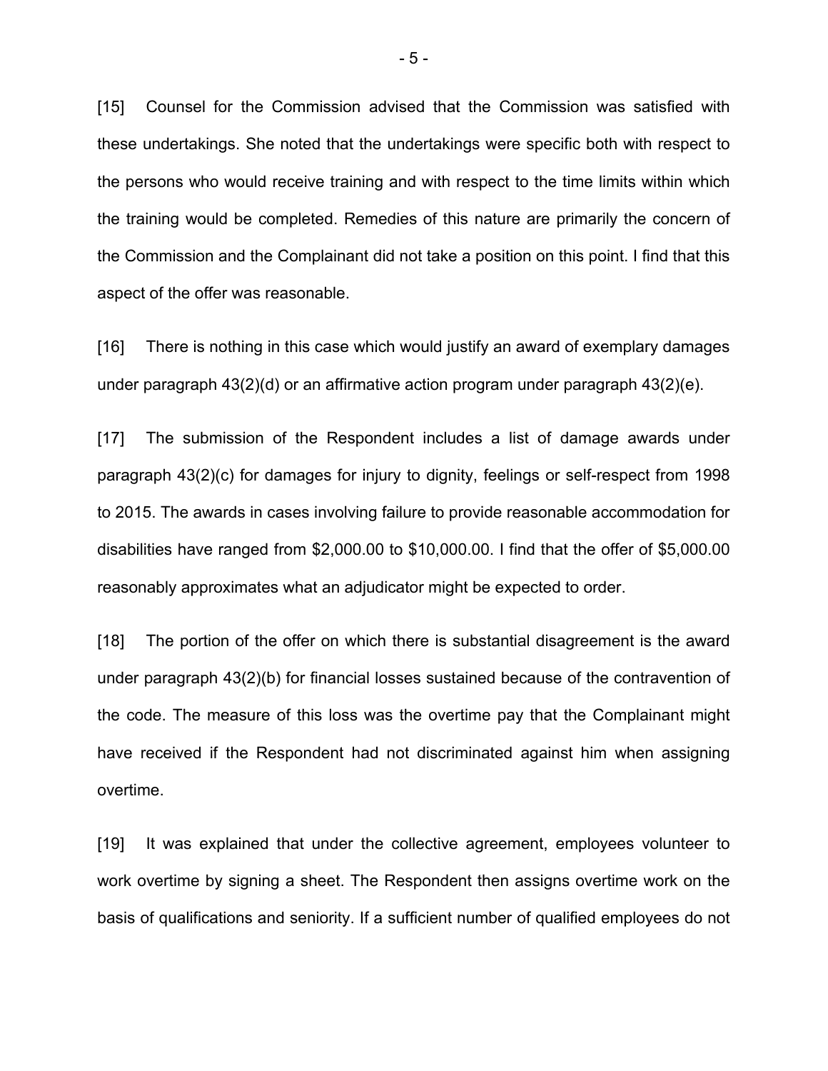[15] Counsel for the Commission advised that the Commission was satisfied with these undertakings. She noted that the undertakings were specific both with respect to the persons who would receive training and with respect to the time limits within which the training would be completed. Remedies of this nature are primarily the concern of the Commission and the Complainant did not take a position on this point. I find that this aspect of the offer was reasonable.

[16] There is nothing in this case which would justify an award of exemplary damages under paragraph 43(2)(d) or an affirmative action program under paragraph 43(2)(e).

[17] The submission of the Respondent includes a list of damage awards under paragraph 43(2)(c) for damages for injury to dignity, feelings or self-respect from 1998 to 2015. The awards in cases involving failure to provide reasonable accommodation for disabilities have ranged from $2,000.00 to $10,000.00. I find that the offer of $5,000.00 reasonably approximates what an adjudicator might be expected to order.

[18] The portion of the offer on which there is substantial disagreement is the award under paragraph 43(2)(b) for financial losses sustained because of the contravention of the code. The measure of this loss was the overtime pay that the Complainant might have received if the Respondent had not discriminated against him when assigning overtime.

[19] It was explained that under the collective agreement, employees volunteer to work overtime by signing a sheet. The Respondent then assigns overtime work on the basis of qualifications and seniority. If a sufficient number of qualified employees do not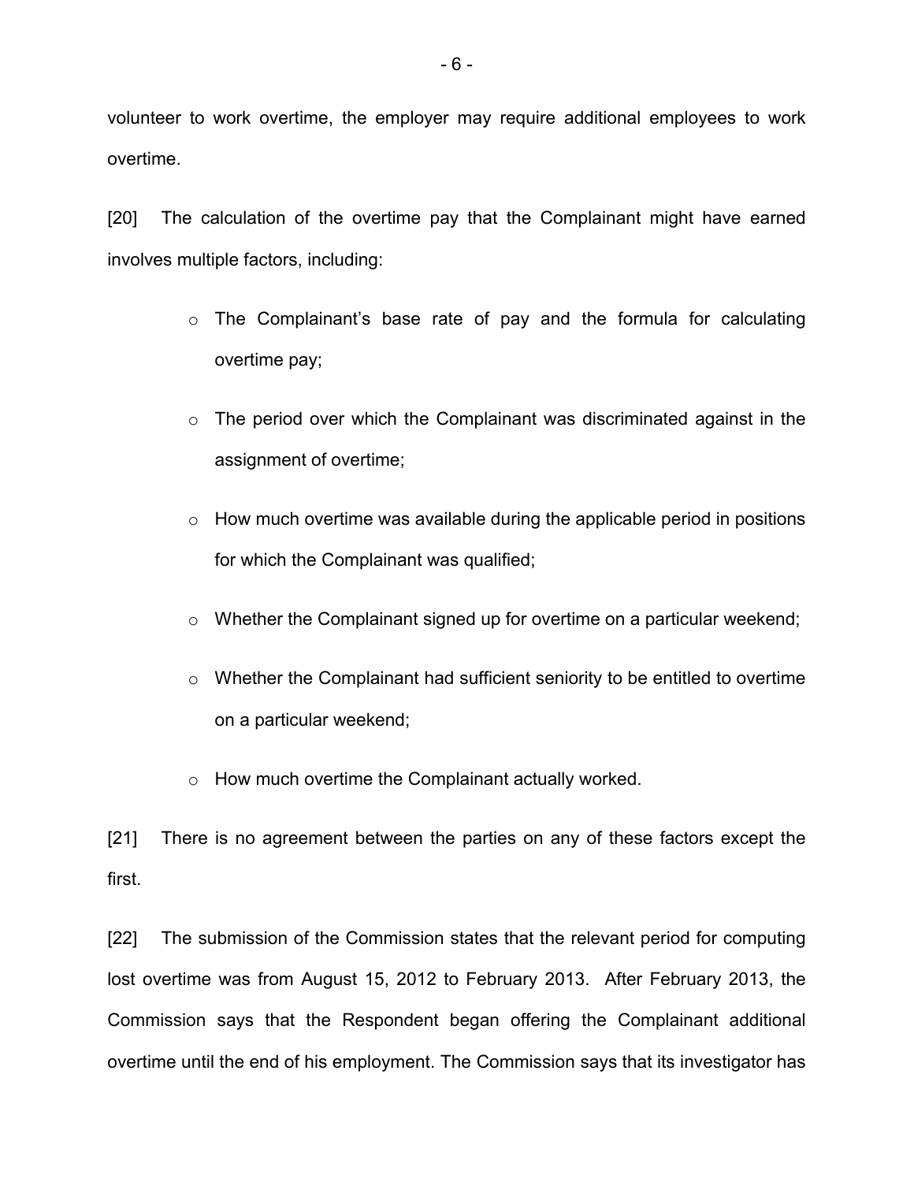volunteer to work overtime, the employer may require additional employees to work overtime.

[20] The calculation of the overtime pay that the Complainant might have earned involves multiple factors, including:

- The Complainant's base rate of pay and the formula for calculating overtime pay;
- The period over which the Complainant was discriminated against in the assignment of overtime;
- How much overtime was available during the applicable period in positions for which the Complainant was qualified;
- Whether the Complainant signed up for overtime on a particular weekend;
- Whether the Complainant had sufficient seniority to be entitled to overtime on a particular weekend;
- How much overtime the Complainant actually worked.

[21] There is no agreement between the parties on any of these factors except the first.

[22] The submission of the Commission states that the relevant period for computing lost overtime was from August 15, 2012 to February 2013. After February 2013, the Commission says that the Respondent began offering the Complainant additional overtime until the end of his employment. The Commission says that its investigator has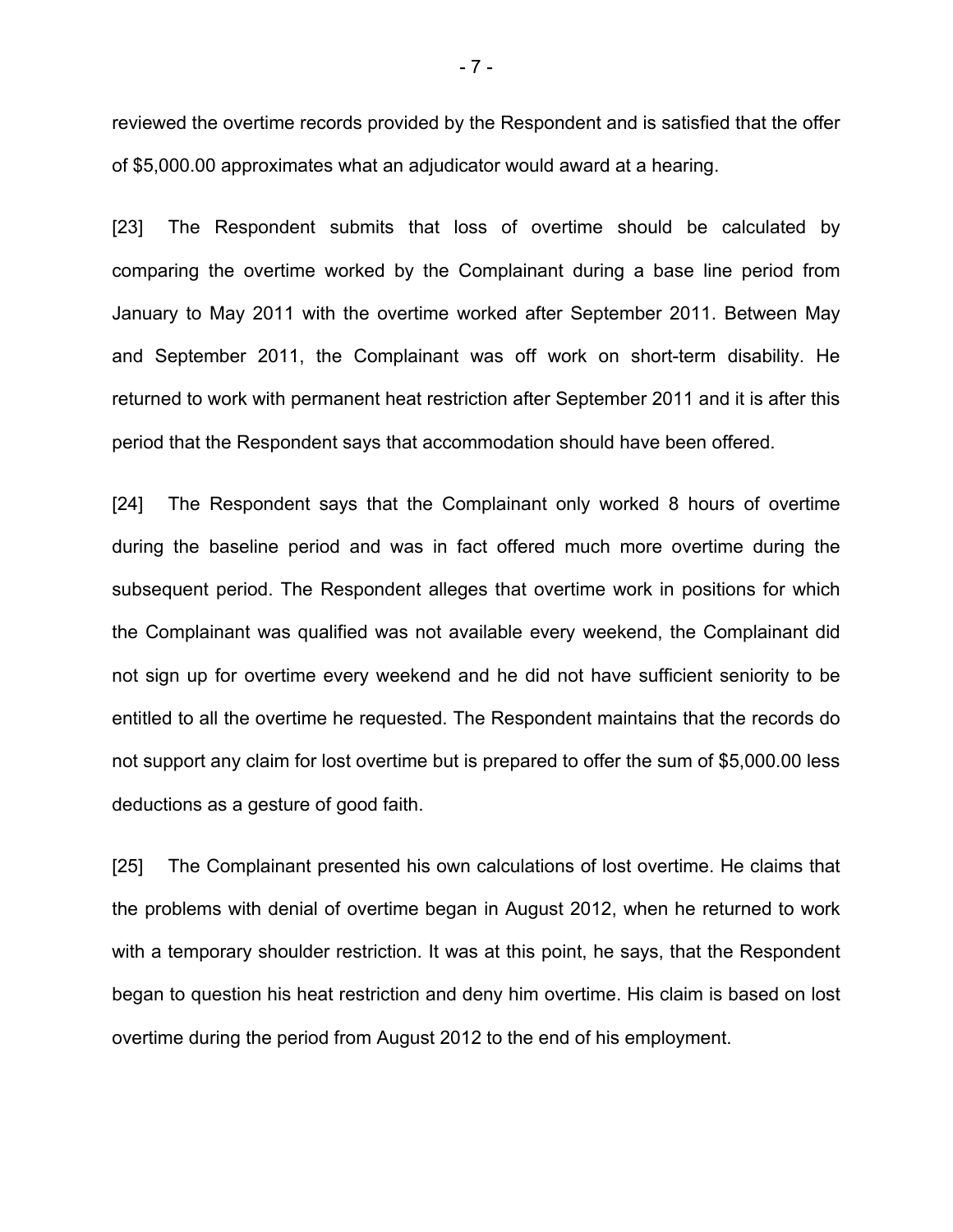reviewed the overtime records provided by the Respondent and is satisfied that the offer of $5,000.00 approximates what an adjudicator would award at a hearing.

[23] The Respondent submits that loss of overtime should be calculated by comparing the overtime worked by the Complainant during a base line period from January to May 2011 with the overtime worked after September 2011. Between May and September 2011, the Complainant was off work on short-term disability. He returned to work with permanent heat restriction after September 2011 and it is after this period that the Respondent says that accommodation should have been offered.

[24] The Respondent says that the Complainant only worked 8 hours of overtime during the baseline period and was in fact offered much more overtime during the subsequent period. The Respondent alleges that overtime work in positions for which the Complainant was qualified was not available every weekend, the Complainant did not sign up for overtime every weekend and he did not have sufficient seniority to be entitled to all the overtime he requested. The Respondent maintains that the records do not support any claim for lost overtime but is prepared to offer the sum of $5,000.00 less deductions as a gesture of good faith.

[25] The Complainant presented his own calculations of lost overtime. He claims that the problems with denial of overtime began in August 2012, when he returned to work with a temporary shoulder restriction. It was at this point, he says, that the Respondent began to question his heat restriction and deny him overtime. His claim is based on lost overtime during the period from August 2012 to the end of his employment.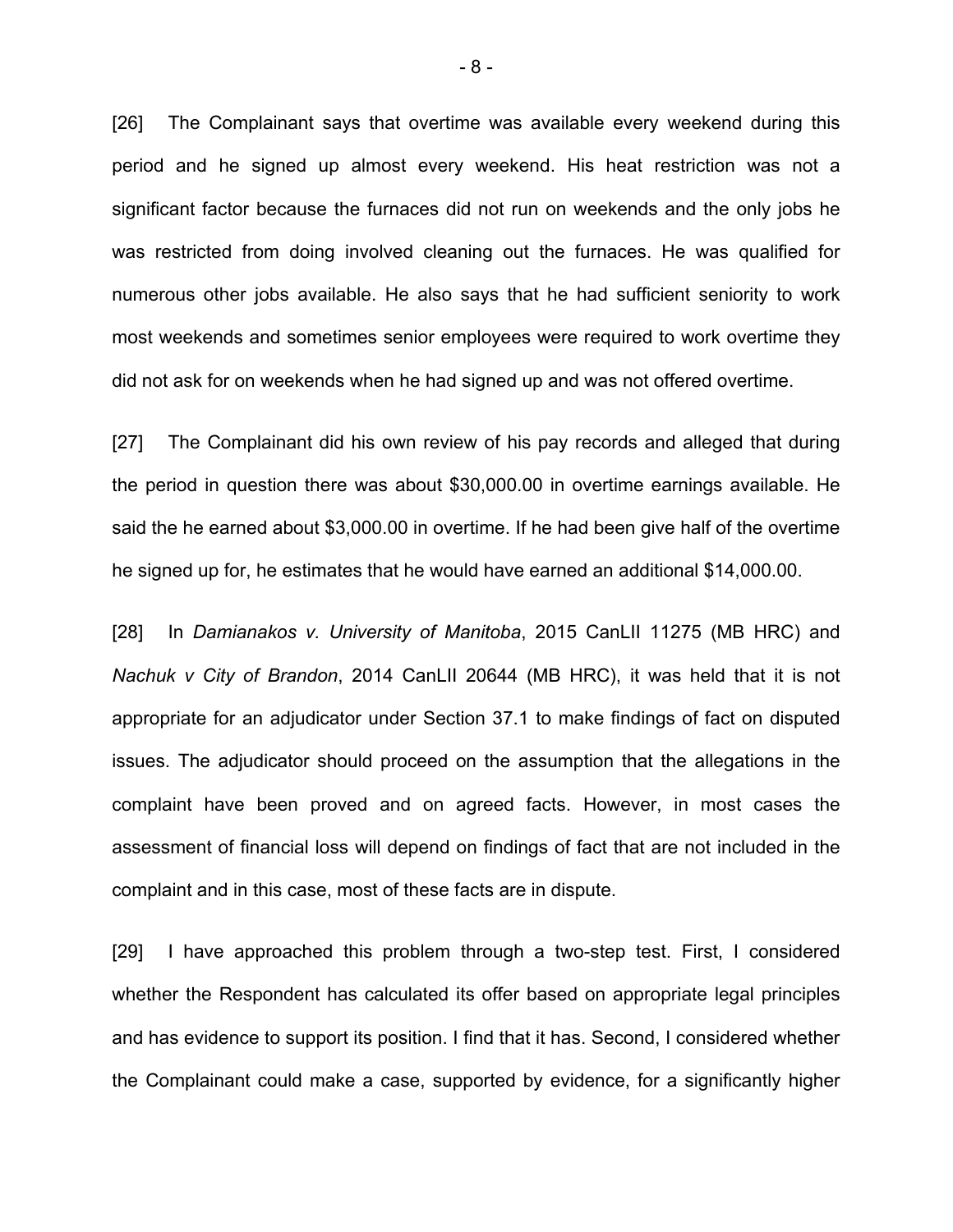[26] The Complainant says that overtime was available every weekend during this period and he signed up almost every weekend. His heat restriction was not a significant factor because the furnaces did not run on weekends and the only jobs he was restricted from doing involved cleaning out the furnaces. He was qualified for numerous other jobs available. He also says that he had sufficient seniority to work most weekends and sometimes senior employees were required to work overtime they did not ask for on weekends when he had signed up and was not offered overtime.

[27] The Complainant did his own review of his pay records and alleged that during the period in question there was about $30,000.00 in overtime earnings available. He said the he earned about $3,000.00 in overtime. If he had been give half of the overtime he signed up for, he estimates that he would have earned an additional $14,000.00.

[28] In *Damianakos v. University of Manitoba*, 2015 CanLII 11275 (MB HRC) and *Nachuk v City of Brandon*, 2014 CanLII 20644 (MB HRC), it was held that it is not appropriate for an adjudicator under Section 37.1 to make findings of fact on disputed issues. The adjudicator should proceed on the assumption that the allegations in the complaint have been proved and on agreed facts. However, in most cases the assessment of financial loss will depend on findings of fact that are not included in the complaint and in this case, most of these facts are in dispute.

[29] I have approached this problem through a two-step test. First, I considered whether the Respondent has calculated its offer based on appropriate legal principles and has evidence to support its position. I find that it has. Second, I considered whether the Complainant could make a case, supported by evidence, for a significantly higher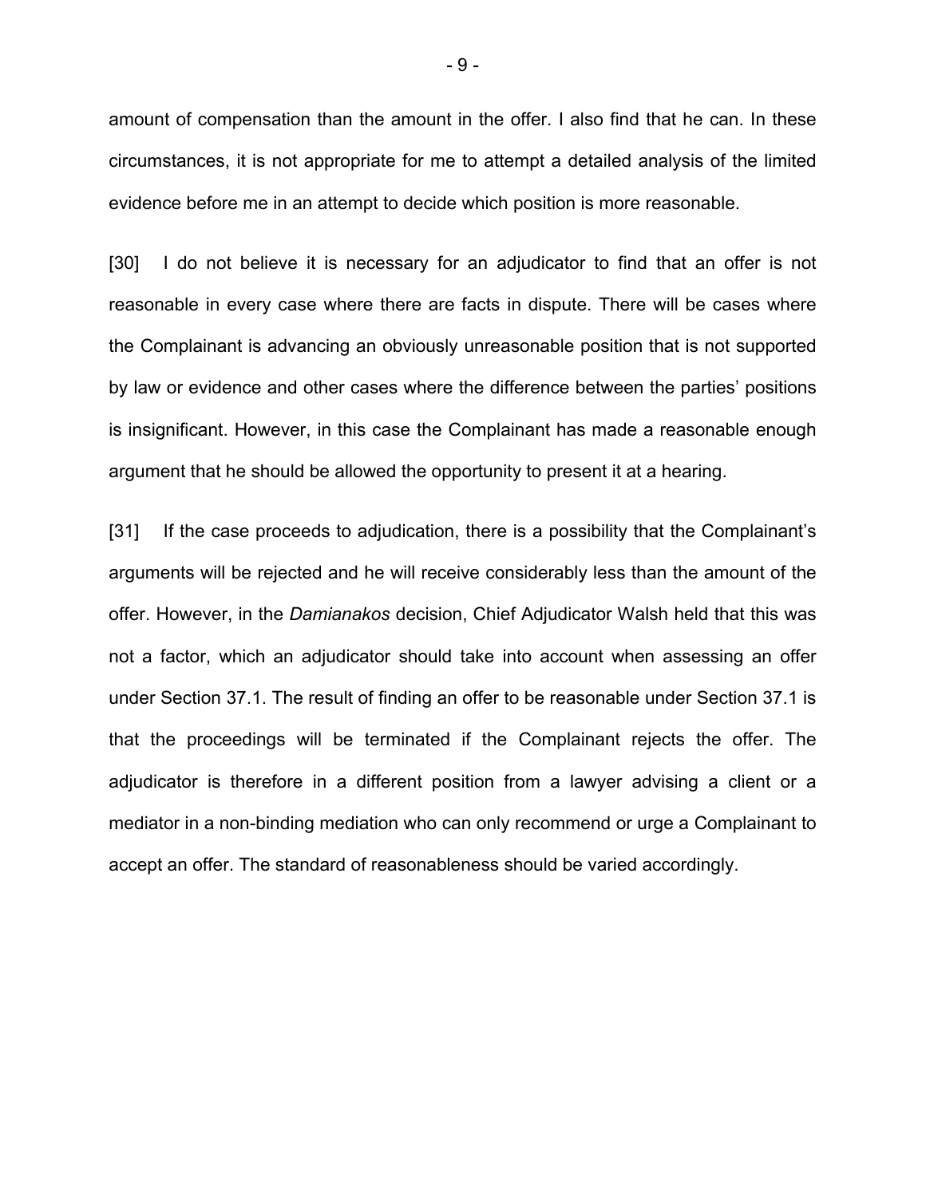amount of compensation than the amount in the offer. I also find that he can. In these circumstances, it is not appropriate for me to attempt a detailed analysis of the limited evidence before me in an attempt to decide which position is more reasonable.

[30] I do not believe it is necessary for an adjudicator to find that an offer is not reasonable in every case where there are facts in dispute. There will be cases where the Complainant is advancing an obviously unreasonable position that is not supported by law or evidence and other cases where the difference between the parties' positions is insignificant. However, in this case the Complainant has made a reasonable enough argument that he should be allowed the opportunity to present it at a hearing.

[31] If the case proceeds to adjudication, there is a possibility that the Complainant's arguments will be rejected and he will receive considerably less than the amount of the offer. However, in the *Damianakos* decision, Chief Adjudicator Walsh held that this was not a factor, which an adjudicator should take into account when assessing an offer under Section 37.1. The result of finding an offer to be reasonable under Section 37.1 is that the proceedings will be terminated if the Complainant rejects the offer. The adjudicator is therefore in a different position from a lawyer advising a client or a mediator in a non-binding mediation who can only recommend or urge a Complainant to accept an offer. The standard of reasonableness should be varied accordingly.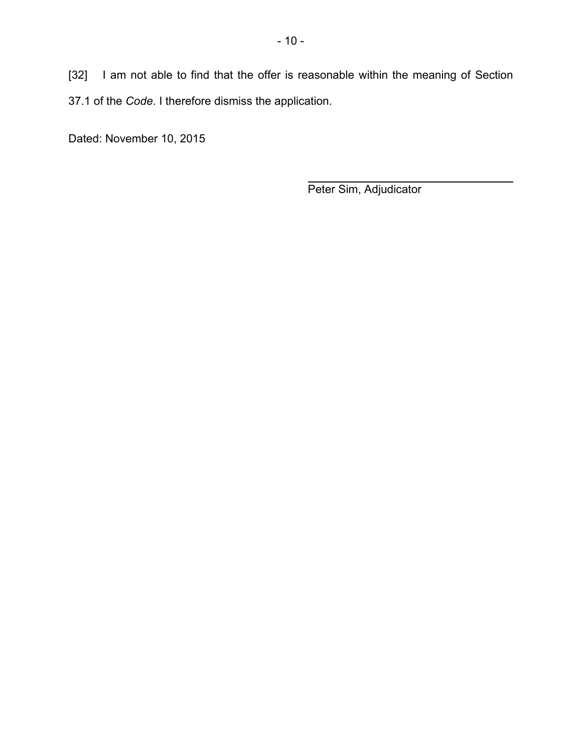[32] I am not able to find that the offer is reasonable within the meaning of Section 37.1 of the *Code*. I therefore dismiss the application.

Dated: November 10, 2015

Peter Sim, Adjudicator